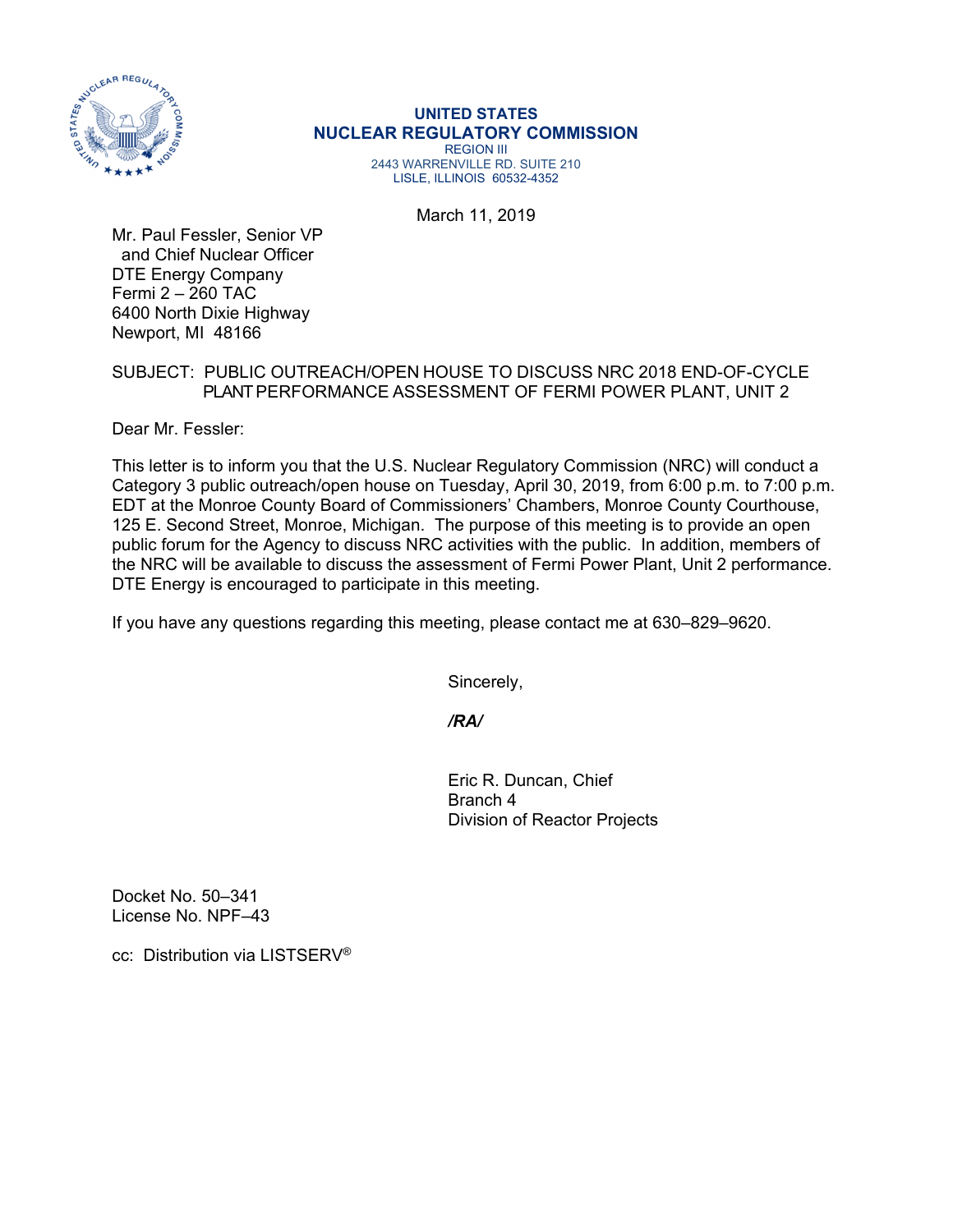**UNITED STATES**
**NUCLEAR REGULATORY COMMISSION**
REGION III
2443 WARRENVILLE RD. SUITE 210
LISLE, ILLINOIS 60532-4352

March 11, 2019

Mr. Paul Fessler, Senior VP
and Chief Nuclear Officer
DTE Energy Company
Fermi 2 – 260 TAC
6400 North Dixie Highway
Newport, MI 48166

SUBJECT: PUBLIC OUTREACH/OPEN HOUSE TO DISCUSS NRC 2018 END-OF-CYCLE PLANT PERFORMANCE ASSESSMENT OF FERMI POWER PLANT, UNIT 2

Dear Mr. Fessler:

This letter is to inform you that the U.S. Nuclear Regulatory Commission (NRC) will conduct a Category 3 public outreach/open house on Tuesday, April 30, 2019, from 6:00 p.m. to 7:00 p.m. EDT at the Monroe County Board of Commissioners' Chambers, Monroe County Courthouse, 125 E. Second Street, Monroe, Michigan. The purpose of this meeting is to provide an open public forum for the Agency to discuss NRC activities with the public. In addition, members of the NRC will be available to discuss the assessment of Fermi Power Plant, Unit 2 performance. DTE Energy is encouraged to participate in this meeting.

If you have any questions regarding this meeting, please contact me at 630–829–9620.

Sincerely,

*/RA/*

Eric R. Duncan, Chief
Branch 4
Division of Reactor Projects

Docket No. 50–341
License No. NPF–43

cc: Distribution via LISTSERV®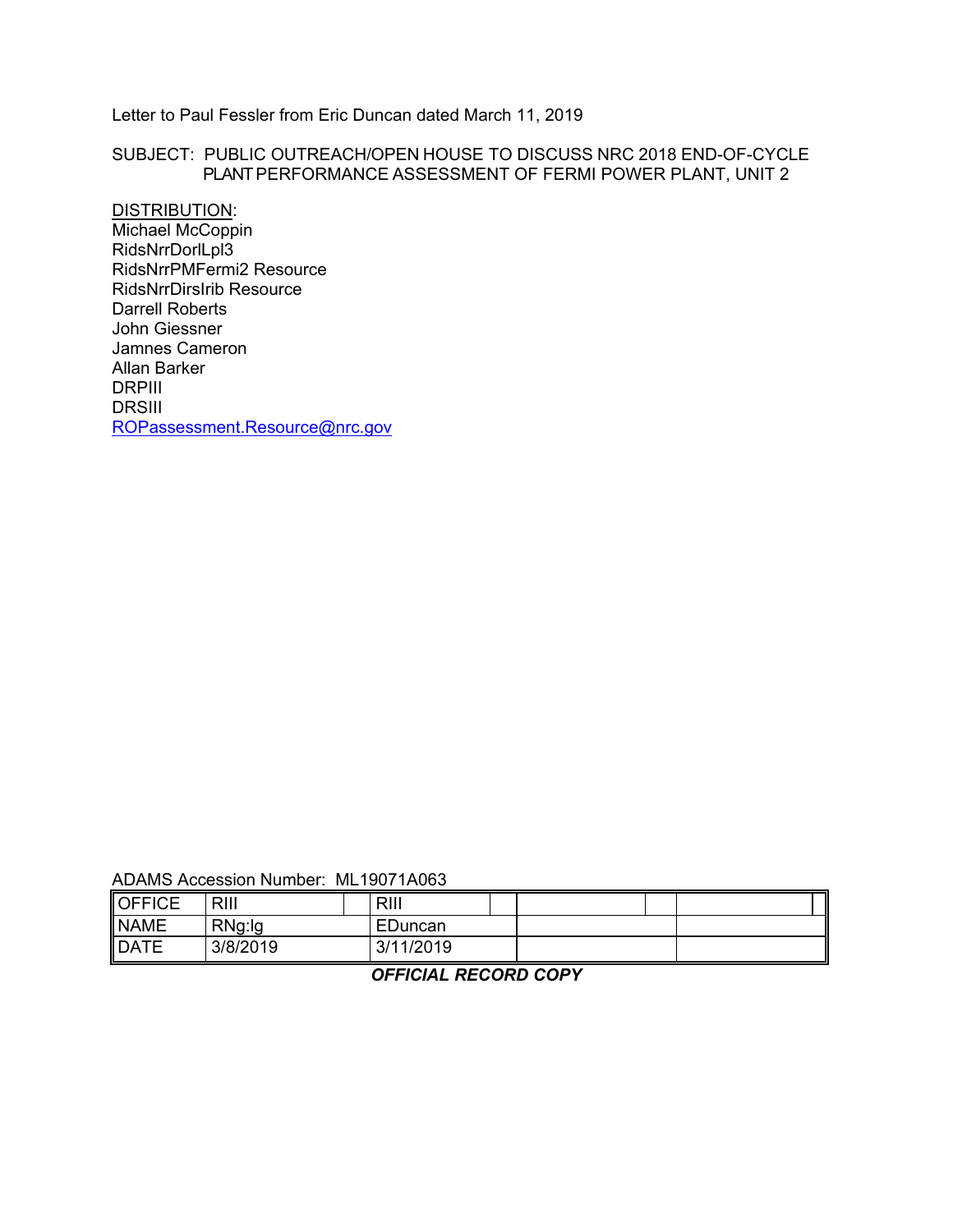Letter to Paul Fessler from Eric Duncan dated March 11, 2019

SUBJECT: PUBLIC OUTREACH/OPEN HOUSE TO DISCUSS NRC 2018 END-OF-CYCLE PLANT PERFORMANCE ASSESSMENT OF FERMI POWER PLANT, UNIT 2

DISTRIBUTION:
Michael McCoppin
RidsNrrDorlLpl3
RidsNrrPMFermi2 Resource
RidsNrrDirsIrib Resource
Darrell Roberts
John Giessner
Jamnes Cameron
Allan Barker
DRPIII
DRSIII
ROPassessment.Resource@nrc.gov

ADAMS Accession Number: ML19071A063

| | | | | |
|---|---|---|---|---|
| OFFICE | RIII | RIII | | |
| NAME | RNg:lg | EDuncan | | |
| DATE | 3/8/2019 | 3/11/2019 | | |

***OFFICIAL RECORD COPY***